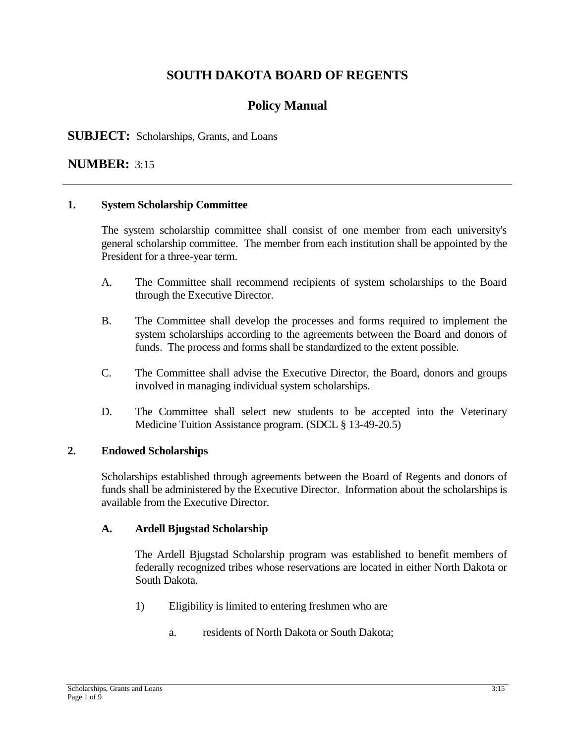# SOUTH DAKOTA BOARD OF REGENTS

## Policy Manual

**SUBJECT:** Scholarships, Grants, and Loans

**NUMBER:** 3:15

---

### 1. System Scholarship Committee

The system scholarship committee shall consist of one member from each university's general scholarship committee. The member from each institution shall be appointed by the President for a three-year term.

A. The Committee shall recommend recipients of system scholarships to the Board through the Executive Director.

B. The Committee shall develop the processes and forms required to implement the system scholarships according to the agreements between the Board and donors of funds. The process and forms shall be standardized to the extent possible.

C. The Committee shall advise the Executive Director, the Board, donors and groups involved in managing individual system scholarships.

D. The Committee shall select new students to be accepted into the Veterinary Medicine Tuition Assistance program. (SDCL § 13-49-20.5)

### 2. Endowed Scholarships

Scholarships established through agreements between the Board of Regents and donors of funds shall be administered by the Executive Director. Information about the scholarships is available from the Executive Director.

#### A. Ardell Bjugstad Scholarship

The Ardell Bjugstad Scholarship program was established to benefit members of federally recognized tribes whose reservations are located in either North Dakota or South Dakota.

1) Eligibility is limited to entering freshmen who are

   a. residents of North Dakota or South Dakota;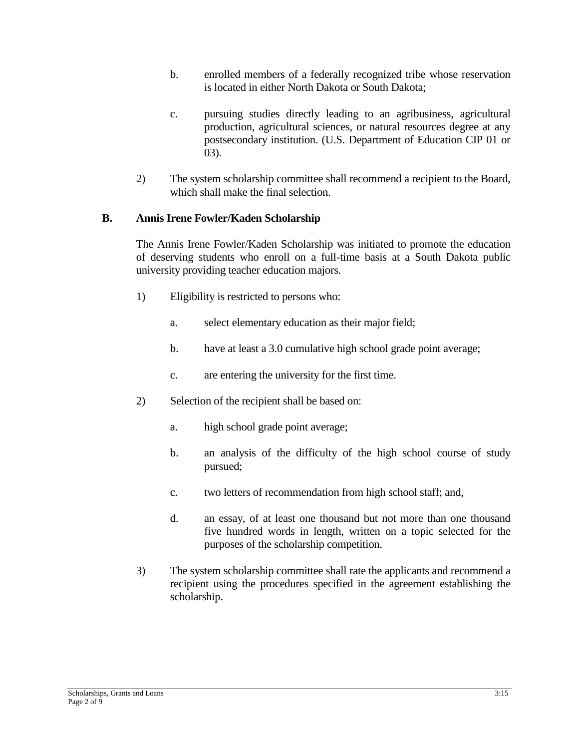b. enrolled members of a federally recognized tribe whose reservation is located in either North Dakota or South Dakota;

c. pursuing studies directly leading to an agribusiness, agricultural production, agricultural sciences, or natural resources degree at any postsecondary institution. (U.S. Department of Education CIP 01 or 03).

2) The system scholarship committee shall recommend a recipient to the Board, which shall make the final selection.

**B. Annis Irene Fowler/Kaden Scholarship**

The Annis Irene Fowler/Kaden Scholarship was initiated to promote the education of deserving students who enroll on a full-time basis at a South Dakota public university providing teacher education majors.

1) Eligibility is restricted to persons who:

   a. select elementary education as their major field;

   b. have at least a 3.0 cumulative high school grade point average;

   c. are entering the university for the first time.

2) Selection of the recipient shall be based on:

   a. high school grade point average;

   b. an analysis of the difficulty of the high school course of study pursued;

   c. two letters of recommendation from high school staff; and,

   d. an essay, of at least one thousand but not more than one thousand five hundred words in length, written on a topic selected for the purposes of the scholarship competition.

3) The system scholarship committee shall rate the applicants and recommend a recipient using the procedures specified in the agreement establishing the scholarship.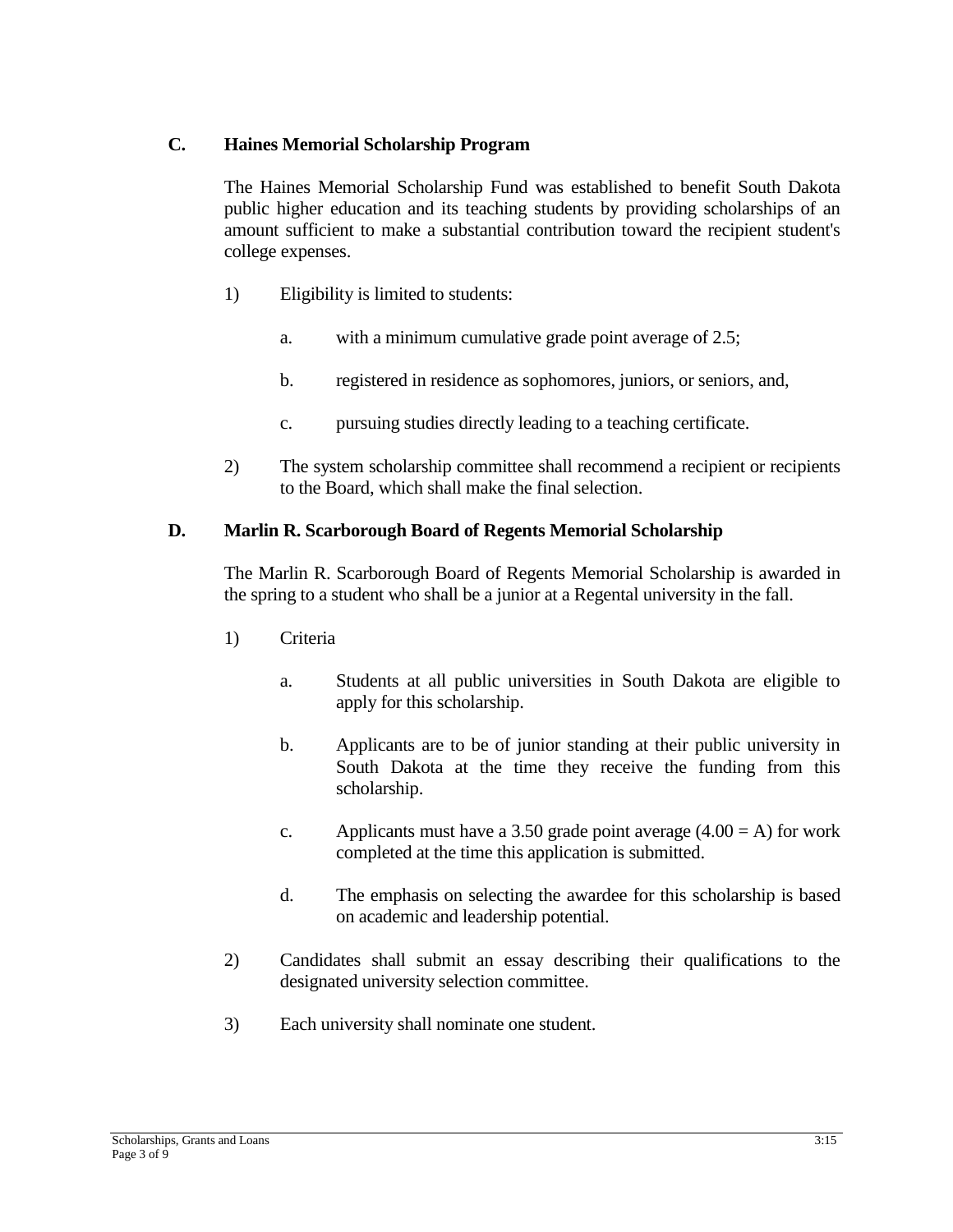## C. Haines Memorial Scholarship Program

The Haines Memorial Scholarship Fund was established to benefit South Dakota public higher education and its teaching students by providing scholarships of an amount sufficient to make a substantial contribution toward the recipient student's college expenses.

1) Eligibility is limited to students:

   a. with a minimum cumulative grade point average of 2.5;

   b. registered in residence as sophomores, juniors, or seniors, and,

   c. pursuing studies directly leading to a teaching certificate.

2) The system scholarship committee shall recommend a recipient or recipients to the Board, which shall make the final selection.

## D. Marlin R. Scarborough Board of Regents Memorial Scholarship

The Marlin R. Scarborough Board of Regents Memorial Scholarship is awarded in the spring to a student who shall be a junior at a Regental university in the fall.

1) Criteria

   a. Students at all public universities in South Dakota are eligible to apply for this scholarship.

   b. Applicants are to be of junior standing at their public university in South Dakota at the time they receive the funding from this scholarship.

   c. Applicants must have a 3.50 grade point average (4.00 = A) for work completed at the time this application is submitted.

   d. The emphasis on selecting the awardee for this scholarship is based on academic and leadership potential.

2) Candidates shall submit an essay describing their qualifications to the designated university selection committee.

3) Each university shall nominate one student.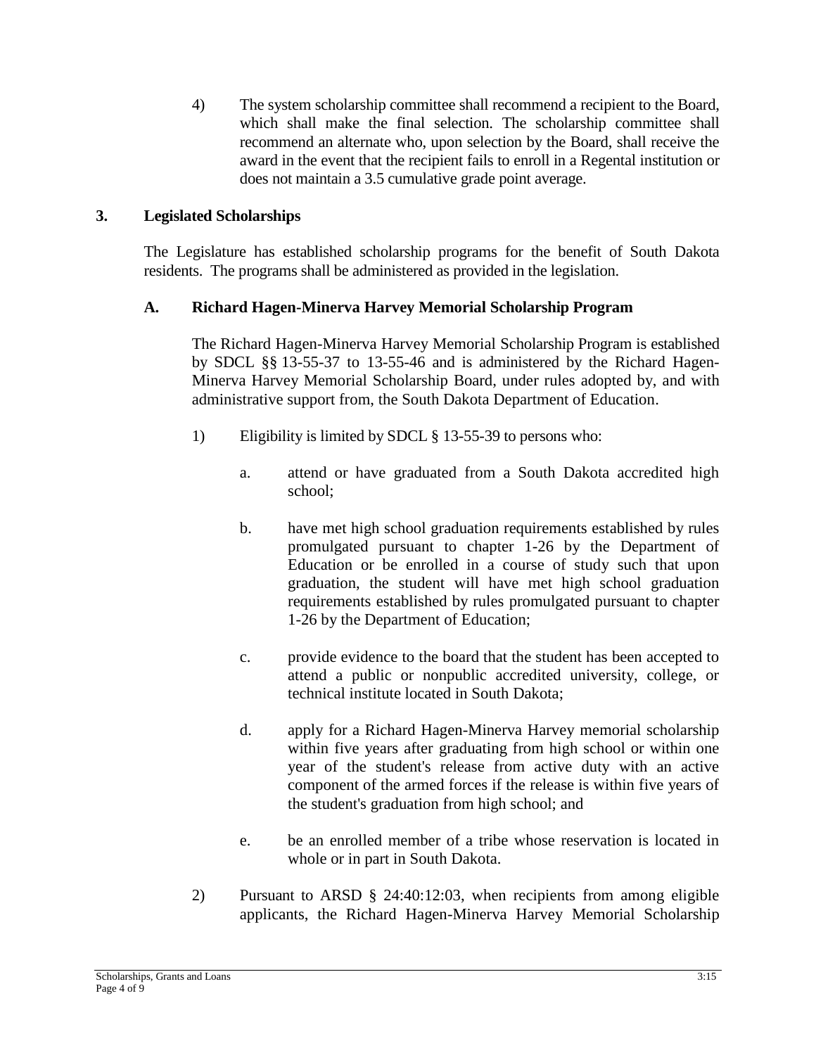4) The system scholarship committee shall recommend a recipient to the Board, which shall make the final selection. The scholarship committee shall recommend an alternate who, upon selection by the Board, shall receive the award in the event that the recipient fails to enroll in a Regental institution or does not maintain a 3.5 cumulative grade point average.

## 3. Legislated Scholarships

The Legislature has established scholarship programs for the benefit of South Dakota residents. The programs shall be administered as provided in the legislation.

### A. Richard Hagen-Minerva Harvey Memorial Scholarship Program

The Richard Hagen-Minerva Harvey Memorial Scholarship Program is established by SDCL §§ 13-55-37 to 13-55-46 and is administered by the Richard Hagen-Minerva Harvey Memorial Scholarship Board, under rules adopted by, and with administrative support from, the South Dakota Department of Education.

1) Eligibility is limited by SDCL § 13-55-39 to persons who:

   a. attend or have graduated from a South Dakota accredited high school;

   b. have met high school graduation requirements established by rules promulgated pursuant to chapter 1-26 by the Department of Education or be enrolled in a course of study such that upon graduation, the student will have met high school graduation requirements established by rules promulgated pursuant to chapter 1-26 by the Department of Education;

   c. provide evidence to the board that the student has been accepted to attend a public or nonpublic accredited university, college, or technical institute located in South Dakota;

   d. apply for a Richard Hagen-Minerva Harvey memorial scholarship within five years after graduating from high school or within one year of the student's release from active duty with an active component of the armed forces if the release is within five years of the student's graduation from high school; and

   e. be an enrolled member of a tribe whose reservation is located in whole or in part in South Dakota.

2) Pursuant to ARSD § 24:40:12:03, when recipients from among eligible applicants, the Richard Hagen-Minerva Harvey Memorial Scholarship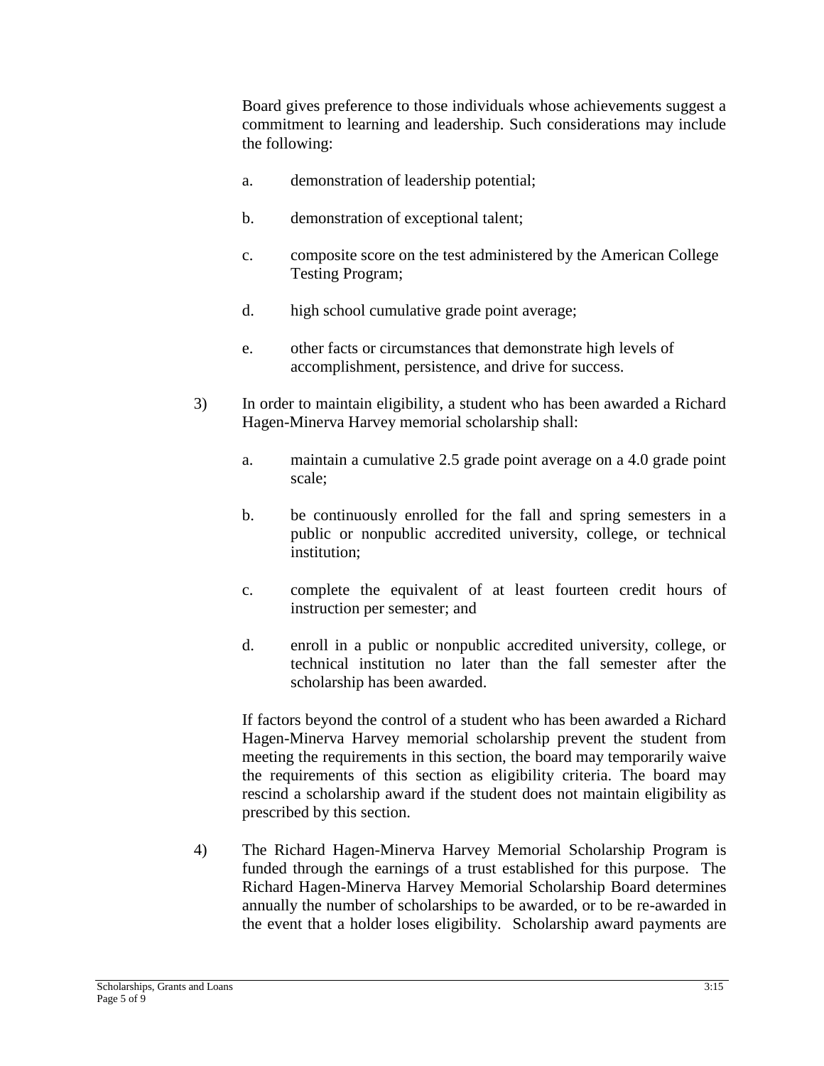Board gives preference to those individuals whose achievements suggest a commitment to learning and leadership. Such considerations may include the following:

a. demonstration of leadership potential;

b. demonstration of exceptional talent;

c. composite score on the test administered by the American College Testing Program;

d. high school cumulative grade point average;

e. other facts or circumstances that demonstrate high levels of accomplishment, persistence, and drive for success.

3) In order to maintain eligibility, a student who has been awarded a Richard Hagen-Minerva Harvey memorial scholarship shall:

a. maintain a cumulative 2.5 grade point average on a 4.0 grade point scale;

b. be continuously enrolled for the fall and spring semesters in a public or nonpublic accredited university, college, or technical institution;

c. complete the equivalent of at least fourteen credit hours of instruction per semester; and

d. enroll in a public or nonpublic accredited university, college, or technical institution no later than the fall semester after the scholarship has been awarded.

If factors beyond the control of a student who has been awarded a Richard Hagen-Minerva Harvey memorial scholarship prevent the student from meeting the requirements in this section, the board may temporarily waive the requirements of this section as eligibility criteria. The board may rescind a scholarship award if the student does not maintain eligibility as prescribed by this section.

4) The Richard Hagen-Minerva Harvey Memorial Scholarship Program is funded through the earnings of a trust established for this purpose. The Richard Hagen-Minerva Harvey Memorial Scholarship Board determines annually the number of scholarships to be awarded, or to be re-awarded in the event that a holder loses eligibility. Scholarship award payments are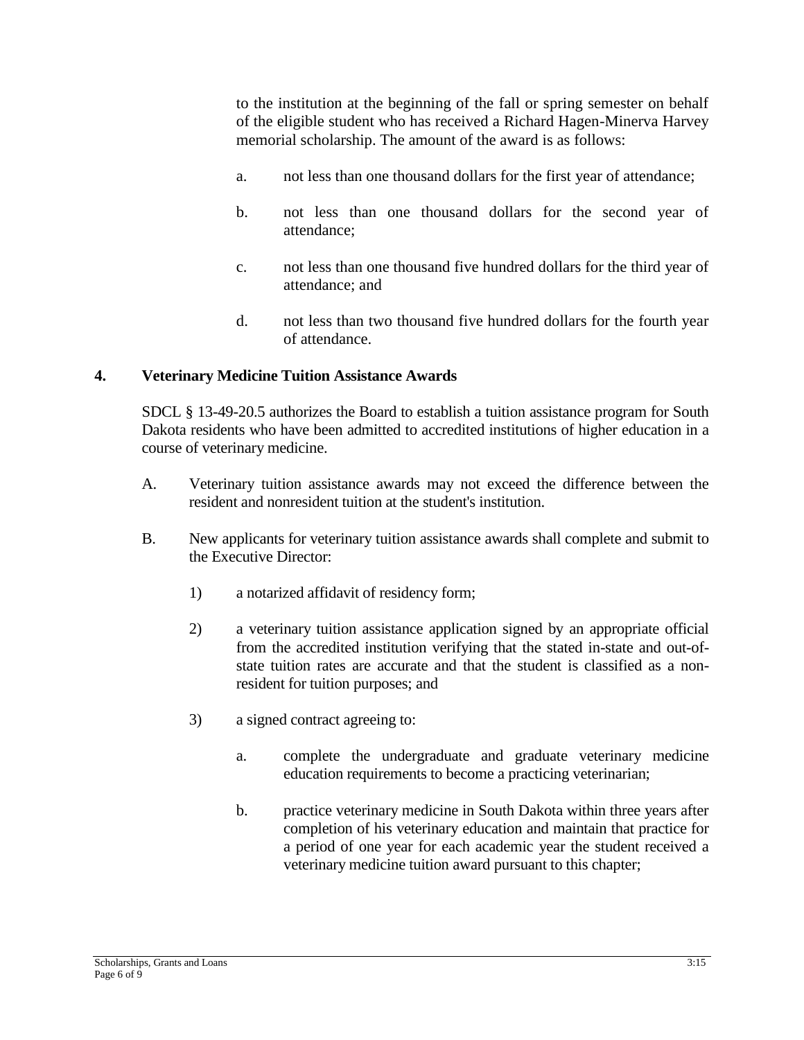to the institution at the beginning of the fall or spring semester on behalf of the eligible student who has received a Richard Hagen-Minerva Harvey memorial scholarship. The amount of the award is as follows:

a. not less than one thousand dollars for the first year of attendance;

b. not less than one thousand dollars for the second year of attendance;

c. not less than one thousand five hundred dollars for the third year of attendance; and

d. not less than two thousand five hundred dollars for the fourth year of attendance.

## 4. Veterinary Medicine Tuition Assistance Awards

SDCL § 13-49-20.5 authorizes the Board to establish a tuition assistance program for South Dakota residents who have been admitted to accredited institutions of higher education in a course of veterinary medicine.

A. Veterinary tuition assistance awards may not exceed the difference between the resident and nonresident tuition at the student's institution.

B. New applicants for veterinary tuition assistance awards shall complete and submit to the Executive Director:

1) a notarized affidavit of residency form;

2) a veterinary tuition assistance application signed by an appropriate official from the accredited institution verifying that the stated in-state and out-of-state tuition rates are accurate and that the student is classified as a non-resident for tuition purposes; and

3) a signed contract agreeing to:

a. complete the undergraduate and graduate veterinary medicine education requirements to become a practicing veterinarian;

b. practice veterinary medicine in South Dakota within three years after completion of his veterinary education and maintain that practice for a period of one year for each academic year the student received a veterinary medicine tuition award pursuant to this chapter;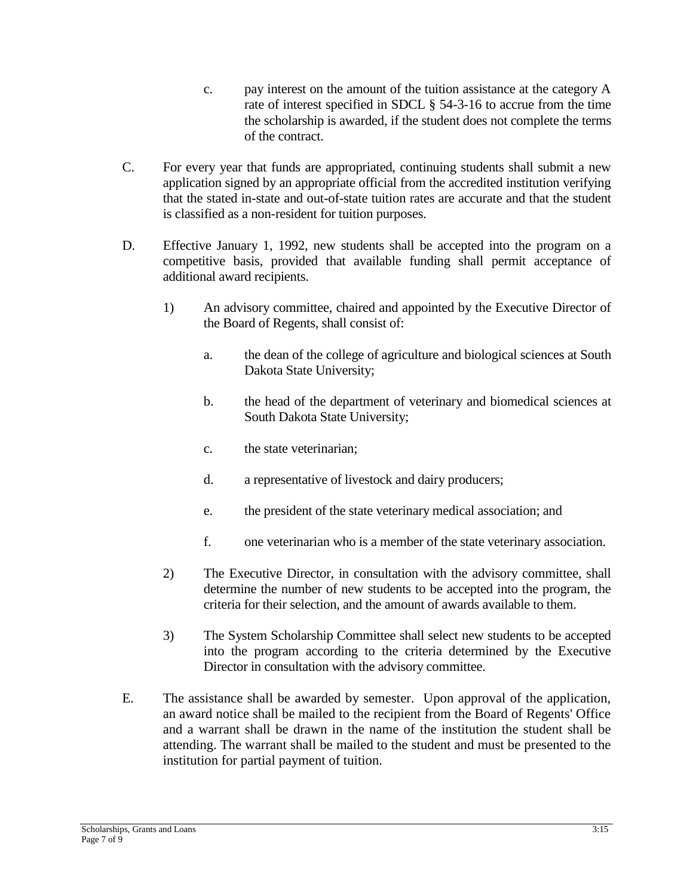c. pay interest on the amount of the tuition assistance at the category A rate of interest specified in SDCL § 54-3-16 to accrue from the time the scholarship is awarded, if the student does not complete the terms of the contract.

C. For every year that funds are appropriated, continuing students shall submit a new application signed by an appropriate official from the accredited institution verifying that the stated in-state and out-of-state tuition rates are accurate and that the student is classified as a non-resident for tuition purposes.

D. Effective January 1, 1992, new students shall be accepted into the program on a competitive basis, provided that available funding shall permit acceptance of additional award recipients.

1) An advisory committee, chaired and appointed by the Executive Director of the Board of Regents, shall consist of:

a. the dean of the college of agriculture and biological sciences at South Dakota State University;

b. the head of the department of veterinary and biomedical sciences at South Dakota State University;

c. the state veterinarian;

d. a representative of livestock and dairy producers;

e. the president of the state veterinary medical association; and

f. one veterinarian who is a member of the state veterinary association.

2) The Executive Director, in consultation with the advisory committee, shall determine the number of new students to be accepted into the program, the criteria for their selection, and the amount of awards available to them.

3) The System Scholarship Committee shall select new students to be accepted into the program according to the criteria determined by the Executive Director in consultation with the advisory committee.

E. The assistance shall be awarded by semester. Upon approval of the application, an award notice shall be mailed to the recipient from the Board of Regents' Office and a warrant shall be drawn in the name of the institution the student shall be attending. The warrant shall be mailed to the student and must be presented to the institution for partial payment of tuition.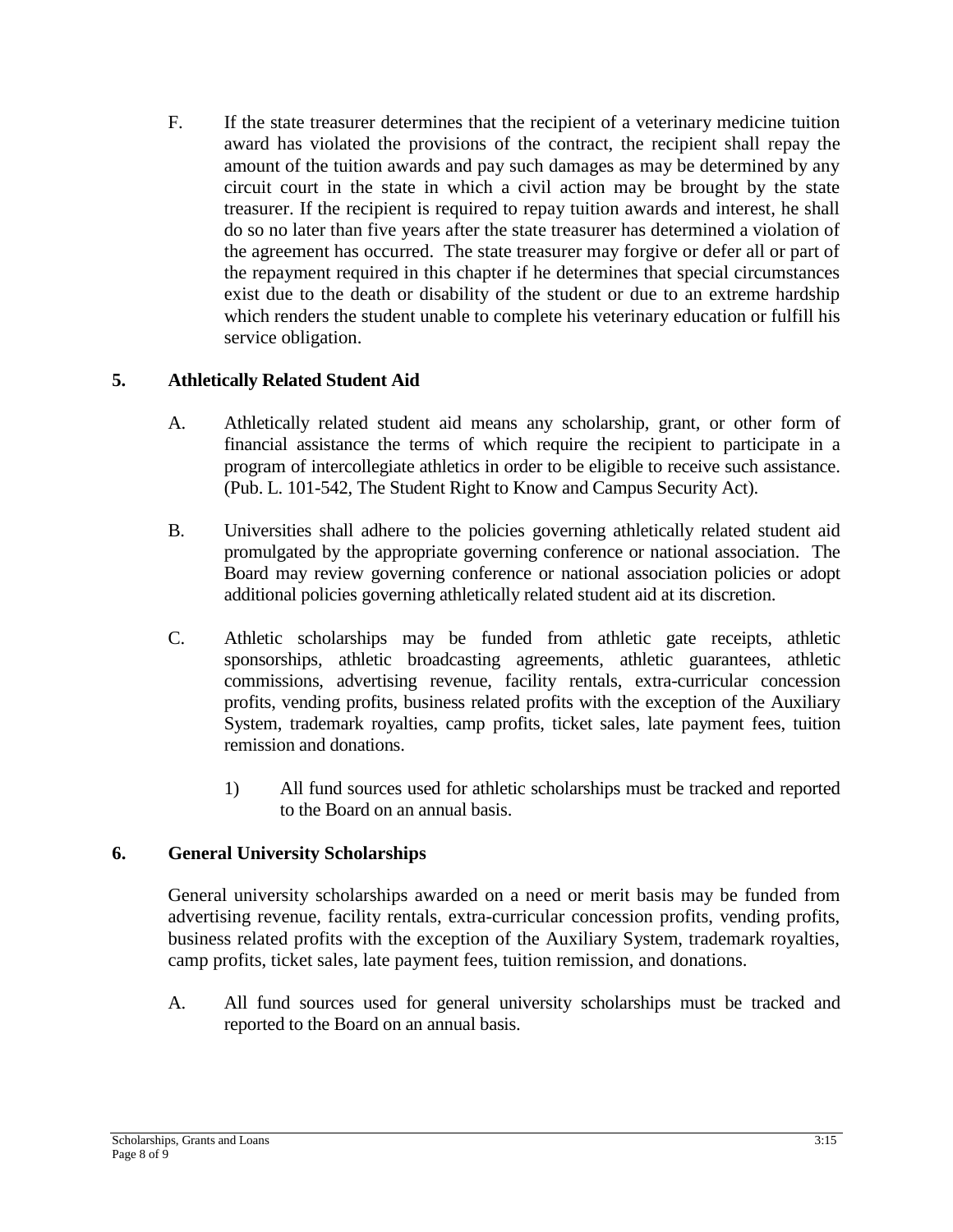F. If the state treasurer determines that the recipient of a veterinary medicine tuition award has violated the provisions of the contract, the recipient shall repay the amount of the tuition awards and pay such damages as may be determined by any circuit court in the state in which a civil action may be brought by the state treasurer. If the recipient is required to repay tuition awards and interest, he shall do so no later than five years after the state treasurer has determined a violation of the agreement has occurred. The state treasurer may forgive or defer all or part of the repayment required in this chapter if he determines that special circumstances exist due to the death or disability of the student or due to an extreme hardship which renders the student unable to complete his veterinary education or fulfill his service obligation.

## 5. Athletically Related Student Aid

A. Athletically related student aid means any scholarship, grant, or other form of financial assistance the terms of which require the recipient to participate in a program of intercollegiate athletics in order to be eligible to receive such assistance. (Pub. L. 101-542, The Student Right to Know and Campus Security Act).

B. Universities shall adhere to the policies governing athletically related student aid promulgated by the appropriate governing conference or national association. The Board may review governing conference or national association policies or adopt additional policies governing athletically related student aid at its discretion.

C. Athletic scholarships may be funded from athletic gate receipts, athletic sponsorships, athletic broadcasting agreements, athletic guarantees, athletic commissions, advertising revenue, facility rentals, extra-curricular concession profits, vending profits, business related profits with the exception of the Auxiliary System, trademark royalties, camp profits, ticket sales, late payment fees, tuition remission and donations.

   1) All fund sources used for athletic scholarships must be tracked and reported to the Board on an annual basis.

## 6. General University Scholarships

General university scholarships awarded on a need or merit basis may be funded from advertising revenue, facility rentals, extra-curricular concession profits, vending profits, business related profits with the exception of the Auxiliary System, trademark royalties, camp profits, ticket sales, late payment fees, tuition remission, and donations.

A. All fund sources used for general university scholarships must be tracked and reported to the Board on an annual basis.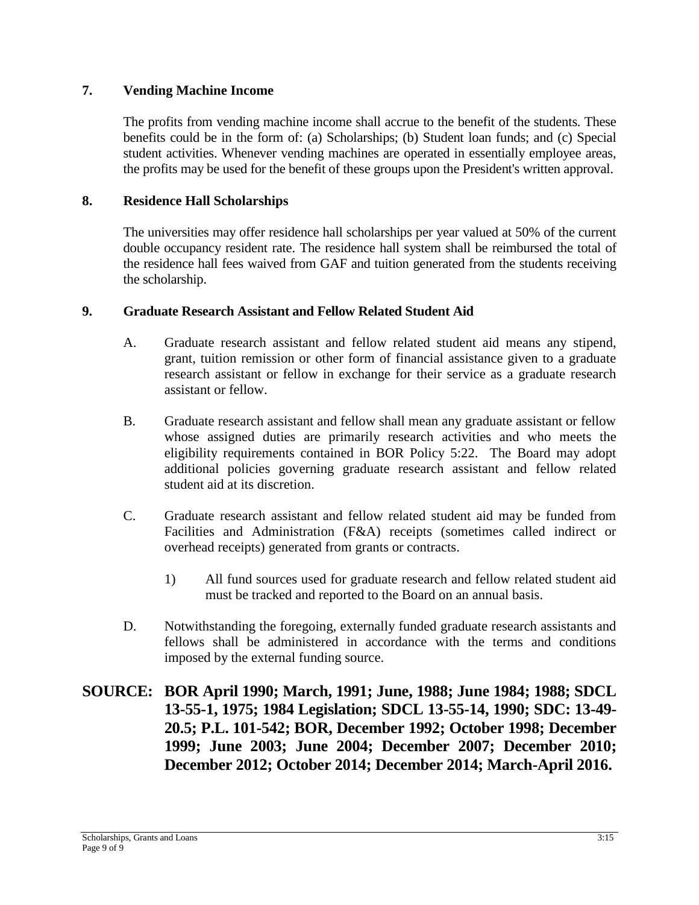**7. Vending Machine Income**

The profits from vending machine income shall accrue to the benefit of the students. These benefits could be in the form of: (a) Scholarships; (b) Student loan funds; and (c) Special student activities. Whenever vending machines are operated in essentially employee areas, the profits may be used for the benefit of these groups upon the President's written approval.

**8. Residence Hall Scholarships**

The universities may offer residence hall scholarships per year valued at 50% of the current double occupancy resident rate. The residence hall system shall be reimbursed the total of the residence hall fees waived from GAF and tuition generated from the students receiving the scholarship.

**9. Graduate Research Assistant and Fellow Related Student Aid**

A. Graduate research assistant and fellow related student aid means any stipend, grant, tuition remission or other form of financial assistance given to a graduate research assistant or fellow in exchange for their service as a graduate research assistant or fellow.

B. Graduate research assistant and fellow shall mean any graduate assistant or fellow whose assigned duties are primarily research activities and who meets the eligibility requirements contained in BOR Policy 5:22. The Board may adopt additional policies governing graduate research assistant and fellow related student aid at its discretion.

C. Graduate research assistant and fellow related student aid may be funded from Facilities and Administration (F&A) receipts (sometimes called indirect or overhead receipts) generated from grants or contracts.

1) All fund sources used for graduate research and fellow related student aid must be tracked and reported to the Board on an annual basis.

D. Notwithstanding the foregoing, externally funded graduate research assistants and fellows shall be administered in accordance with the terms and conditions imposed by the external funding source.

**SOURCE: BOR April 1990; March, 1991; June, 1988; June 1984; 1988; SDCL 13-55-1, 1975; 1984 Legislation; SDCL 13-55-14, 1990; SDC: 13-49-20.5; P.L. 101-542; BOR, December 1992; October 1998; December 1999; June 2003; June 2004; December 2007; December 2010; December 2012; October 2014; December 2014; March-April 2016.**